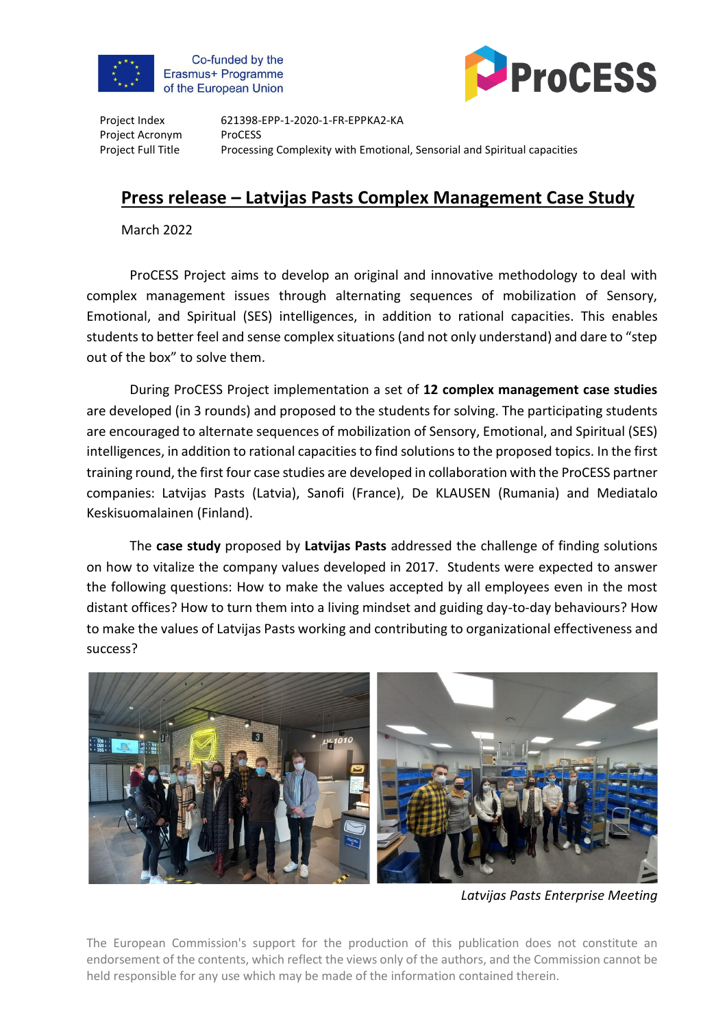Co-funded by the Erasmus+ Programme of the European Union

ProCESS

| | |
|---|---|
| Project Index | 621398-EPP-1-2020-1-FR-EPPKA2-KA |
| Project Acronym | ProCESS |
| Project Full Title | Processing Complexity with Emotional, Sensorial and Spiritual capacities |

# Press release – Latvijas Pasts Complex Management Case Study

March 2022

ProCESS Project aims to develop an original and innovative methodology to deal with complex management issues through alternating sequences of mobilization of Sensory, Emotional, and Spiritual (SES) intelligences, in addition to rational capacities. This enables students to better feel and sense complex situations (and not only understand) and dare to "step out of the box" to solve them.

During ProCESS Project implementation a set of **12 complex management case studies** are developed (in 3 rounds) and proposed to the students for solving. The participating students are encouraged to alternate sequences of mobilization of Sensory, Emotional, and Spiritual (SES) intelligences, in addition to rational capacities to find solutions to the proposed topics. In the first training round, the first four case studies are developed in collaboration with the ProCESS partner companies: Latvijas Pasts (Latvia), Sanofi (France), De KLAUSEN (Rumania) and Mediatalo Keskisuomalainen (Finland).

The **case study** proposed by **Latvijas Pasts** addressed the challenge of finding solutions on how to vitalize the company values developed in 2017. Students were expected to answer the following questions: How to make the values accepted by all employees even in the most distant offices? How to turn them into a living mindset and guiding day-to-day behaviours? How to make the values of Latvijas Pasts working and contributing to organizational effectiveness and success?

*Latvijas Pasts Enterprise Meeting*

The European Commission's support for the production of this publication does not constitute an endorsement of the contents, which reflect the views only of the authors, and the Commission cannot be held responsible for any use which may be made of the information contained therein.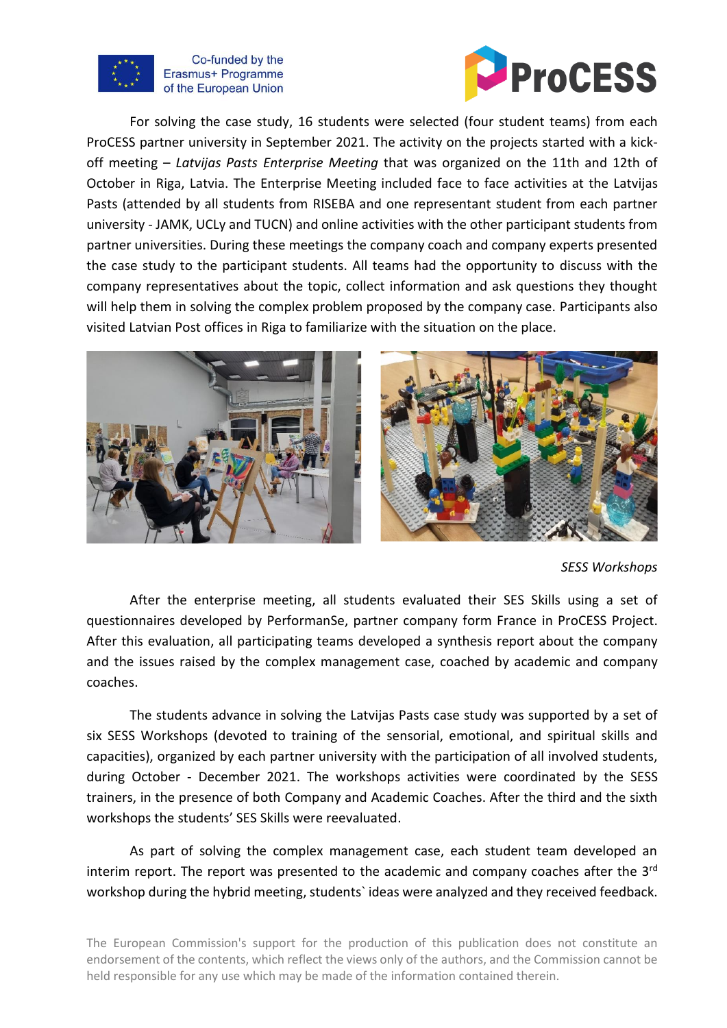For solving the case study, 16 students were selected (four student teams) from each ProCESS partner university in September 2021. The activity on the projects started with a kick-off meeting – *Latvijas Pasts Enterprise Meeting* that was organized on the 11th and 12th of October in Riga, Latvia. The Enterprise Meeting included face to face activities at the Latvijas Pasts (attended by all students from RISEBA and one representant student from each partner university - JAMK, UCLy and TUCN) and online activities with the other participant students from partner universities. During these meetings the company coach and company experts presented the case study to the participant students. All teams had the opportunity to discuss with the company representatives about the topic, collect information and ask questions they thought will help them in solving the complex problem proposed by the company case. Participants also visited Latvian Post offices in Riga to familiarize with the situation on the place.

*SESS Workshops*

After the enterprise meeting, all students evaluated their SES Skills using a set of questionnaires developed by PerformanSe, partner company form France in ProCESS Project. After this evaluation, all participating teams developed a synthesis report about the company and the issues raised by the complex management case, coached by academic and company coaches.

The students advance in solving the Latvijas Pasts case study was supported by a set of six SESS Workshops (devoted to training of the sensorial, emotional, and spiritual skills and capacities), organized by each partner university with the participation of all involved students, during October - December 2021. The workshops activities were coordinated by the SESS trainers, in the presence of both Company and Academic Coaches. After the third and the sixth workshops the students' SES Skills were reevaluated.

As part of solving the complex management case, each student team developed an interim report. The report was presented to the academic and company coaches after the 3rd workshop during the hybrid meeting, students` ideas were analyzed and they received feedback.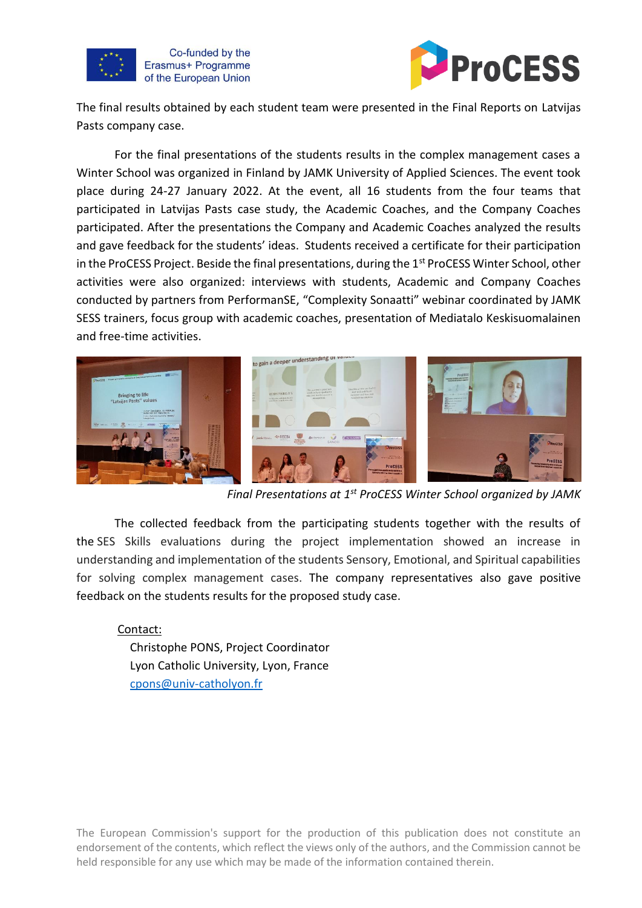The final results obtained by each student team were presented in the Final Reports on Latvijas Pasts company case.

For the final presentations of the students results in the complex management cases a Winter School was organized in Finland by JAMK University of Applied Sciences. The event took place during 24-27 January 2022. At the event, all 16 students from the four teams that participated in Latvijas Pasts case study, the Academic Coaches, and the Company Coaches participated. After the presentations the Company and Academic Coaches analyzed the results and gave feedback for the students' ideas. Students received a certificate for their participation in the ProCESS Project. Beside the final presentations, during the 1st ProCESS Winter School, other activities were also organized: interviews with students, Academic and Company Coaches conducted by partners from PerformanSE, "Complexity Sonaatti" webinar coordinated by JAMK SESS trainers, focus group with academic coaches, presentation of Mediatalo Keskisuomalainen and free-time activities.

*Final Presentations at 1st ProCESS Winter School organized by JAMK*

The collected feedback from the participating students together with the results of the SES Skills evaluations during the project implementation showed an increase in understanding and implementation of the students Sensory, Emotional, and Spiritual capabilities for solving complex management cases. The company representatives also gave positive feedback on the students results for the proposed study case.

Contact:

Christophe PONS, Project Coordinator
Lyon Catholic University, Lyon, France
cpons@univ-catholyon.fr

The European Commission's support for the production of this publication does not constitute an endorsement of the contents, which reflect the views only of the authors, and the Commission cannot be held responsible for any use which may be made of the information contained therein.